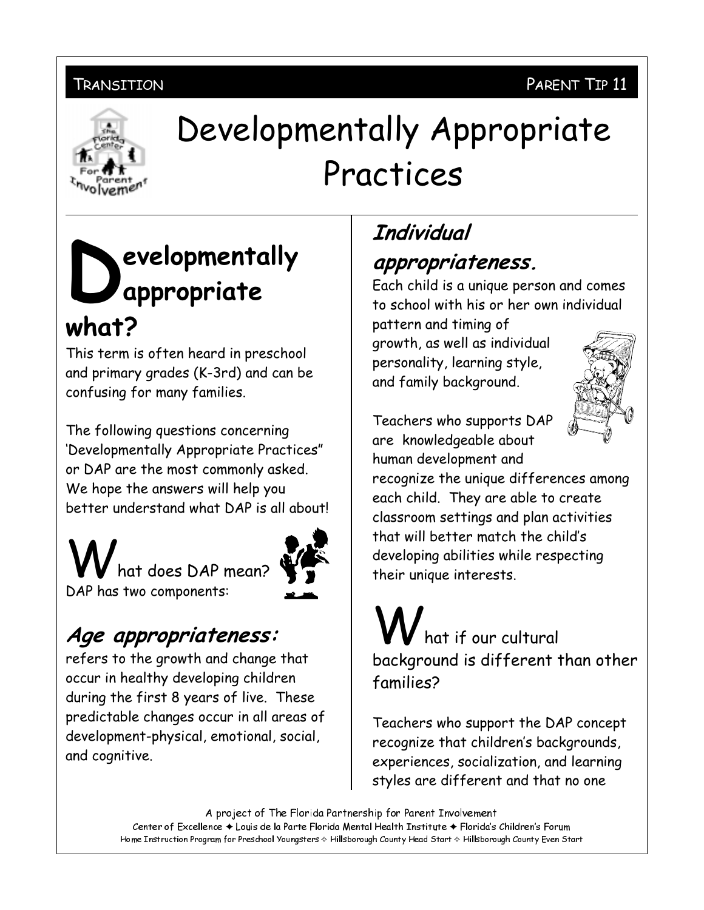# Developmentally Appropriate Practices

## Developmentally appropriate what?

This term is often heard in preschool and primary grades (K-3rd) and can be confusing for many families.

The following questions concerning 'Developmentally Appropriate Practices" or DAP are the most commonly asked. We hope the answers will help you better understand what DAP is all about!

## What does DAP mean?

DAP has two components:

### *Age appropriateness:*

refers to the growth and change that occur in healthy developing children during the first 8 years of live. These predictable changes occur in all areas of development-physical, emotional, social, and cognitive.

### *Individual appropriateness.*

Each child is a unique person and comes to school with his or her own individual pattern and timing of growth, as well as individual personality, learning style, and family background.

Teachers who supports DAP are knowledgeable about human development and recognize the unique differences among each child. They are able to create classroom settings and plan activities that will better match the child's developing abilities while respecting their unique interests.

## What if our cultural background is different than other families?

Teachers who support the DAP concept recognize that children's backgrounds, experiences, socialization, and learning styles are different and that no one

A project of The Florida Partnership for Parent Involvement
Center of Excellence ✦ Louis de la Parte Florida Mental Health Institute ✦ Florida's Children's Forum
Home Instruction Program for Preschool Youngsters ✧ Hillsborough County Head Start ✧ Hillsborough County Even Start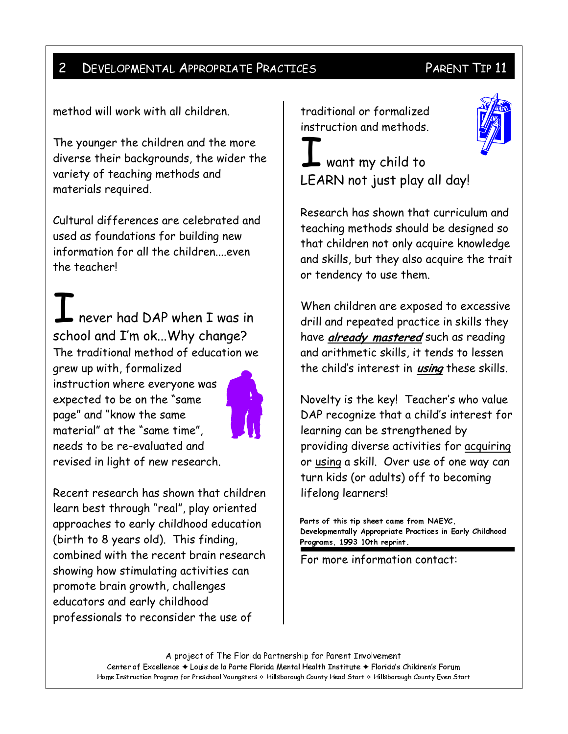method will work with all children.

The younger the children and the more diverse their backgrounds, the wider the variety of teaching methods and materials required.

Cultural differences are celebrated and used as foundations for building new information for all the children....even the teacher!

## I never had DAP when I was in school and I'm ok...Why change?

The traditional method of education we grew up with, formalized instruction where everyone was expected to be on the "same page" and "know the same material" at the "same time", needs to be re-evaluated and revised in light of new research.

Recent research has shown that children learn best through "real", play oriented approaches to early childhood education (birth to 8 years old). This finding, combined with the recent brain research showing how stimulating activities can promote brain growth, challenges educators and early childhood professionals to reconsider the use of traditional or formalized instruction and methods.

## I want my child to LEARN not just play all day!

Research has shown that curriculum and teaching methods should be designed so that children not only acquire knowledge and skills, but they also acquire the trait or tendency to use them.

When children are exposed to excessive drill and repeated practice in skills they have ***already mastered*** such as reading and arithmetic skills, it tends to lessen the child's interest in ***using*** these skills.

Novelty is the key! Teacher's who value DAP recognize that a child's interest for learning can be strengthened by providing diverse activities for acquiring or using a skill. Over use of one way can turn kids (or adults) off to becoming lifelong learners!

**Parts of this tip sheet came from NAEYC, Developmentally Appropriate Practices in Early Childhood Programs, 1993 10th reprint.**

For more information contact:

A project of The Florida Partnership for Parent Involvement
Center of Excellence ✦ Louis de la Parte Florida Mental Health Institute ✦ Florida's Children's Forum
Home Instruction Program for Preschool Youngsters ✧ Hillsborough County Head Start ✧ Hillsborough County Even Start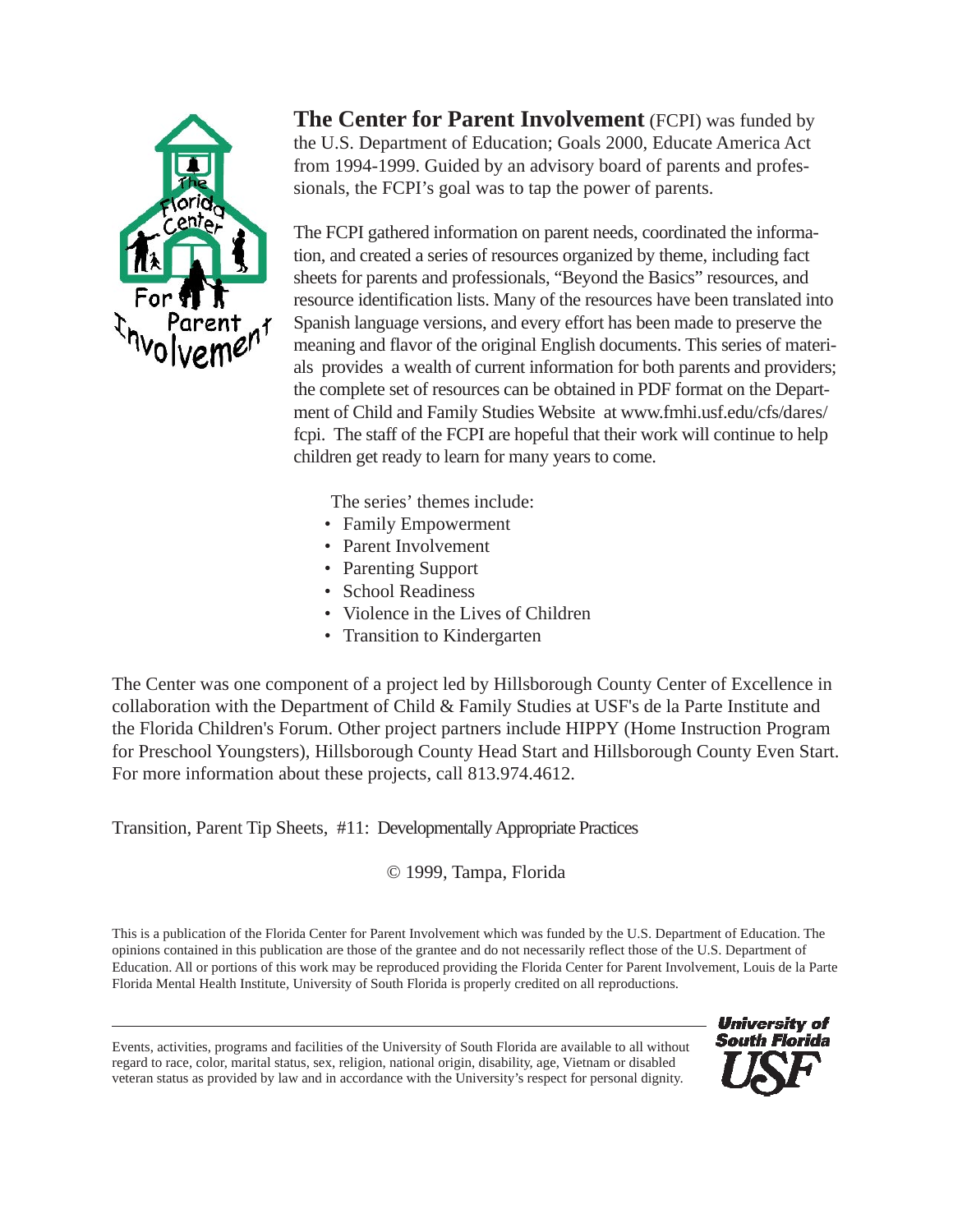**The Center for Parent Involvement** (FCPI) was funded by the U.S. Department of Education; Goals 2000, Educate America Act from 1994-1999. Guided by an advisory board of parents and professionals, the FCPI's goal was to tap the power of parents.

The FCPI gathered information on parent needs, coordinated the information, and created a series of resources organized by theme, including fact sheets for parents and professionals, "Beyond the Basics" resources, and resource identification lists. Many of the resources have been translated into Spanish language versions, and every effort has been made to preserve the meaning and flavor of the original English documents. This series of materials provides a wealth of current information for both parents and providers; the complete set of resources can be obtained in PDF format on the Department of Child and Family Studies Website at www.fmhi.usf.edu/cfs/dares/fcpi. The staff of the FCPI are hopeful that their work will continue to help children get ready to learn for many years to come.

The series' themes include:

- Family Empowerment
- Parent Involvement
- Parenting Support
- School Readiness
- Violence in the Lives of Children
- Transition to Kindergarten

The Center was one component of a project led by Hillsborough County Center of Excellence in collaboration with the Department of Child & Family Studies at USF's de la Parte Institute and the Florida Children's Forum. Other project partners include HIPPY (Home Instruction Program for Preschool Youngsters), Hillsborough County Head Start and Hillsborough County Even Start. For more information about these projects, call 813.974.4612.

Transition, Parent Tip Sheets, #11: Developmentally Appropriate Practices

© 1999, Tampa, Florida

This is a publication of the Florida Center for Parent Involvement which was funded by the U.S. Department of Education. The opinions contained in this publication are those of the grantee and do not necessarily reflect those of the U.S. Department of Education. All or portions of this work may be reproduced providing the Florida Center for Parent Involvement, Louis de la Parte Florida Mental Health Institute, University of South Florida is properly credited on all reproductions.

---

Events, activities, programs and facilities of the University of South Florida are available to all without regard to race, color, marital status, sex, religion, national origin, disability, age, Vietnam or disabled veteran status as provided by law and in accordance with the University's respect for personal dignity.

University of South Florida
USF